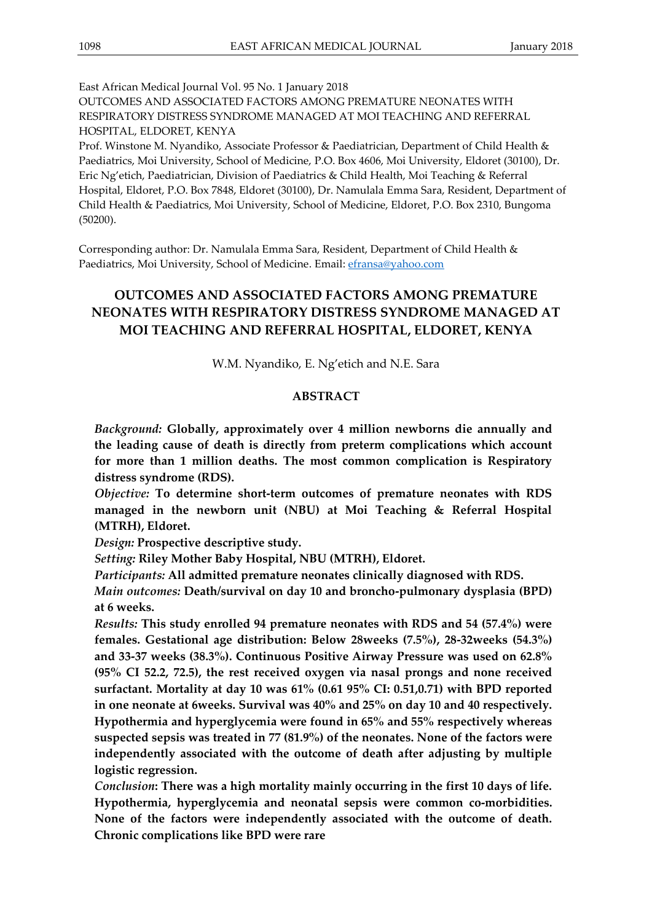East African Medical Journal Vol. 95 No. 1 January 2018
OUTCOMES AND ASSOCIATED FACTORS AMONG PREMATURE NEONATES WITH RESPIRATORY DISTRESS SYNDROME MANAGED AT MOI TEACHING AND REFERRAL HOSPITAL, ELDORET, KENYA

Prof. Winstone M. Nyandiko, Associate Professor & Paediatrician, Department of Child Health & Paediatrics, Moi University, School of Medicine, P.O. Box 4606, Moi University, Eldoret (30100), Dr. Eric Ng'etich, Paediatrician, Division of Paediatrics & Child Health, Moi Teaching & Referral Hospital, Eldoret, P.O. Box 7848, Eldoret (30100), Dr. Namulala Emma Sara, Resident, Department of Child Health & Paediatrics, Moi University, School of Medicine, Eldoret, P.O. Box 2310, Bungoma (50200).

Corresponding author: Dr. Namulala Emma Sara, Resident, Department of Child Health & Paediatrics, Moi University, School of Medicine. Email: efransa@yahoo.com

# OUTCOMES AND ASSOCIATED FACTORS AMONG PREMATURE NEONATES WITH RESPIRATORY DISTRESS SYNDROME MANAGED AT MOI TEACHING AND REFERRAL HOSPITAL, ELDORET, KENYA

W.M. Nyandiko, E. Ng'etich and N.E. Sara

## ABSTRACT

*Background:* **Globally, approximately over 4 million newborns die annually and the leading cause of death is directly from preterm complications which account for more than 1 million deaths. The most common complication is Respiratory distress syndrome (RDS).**

*Objective:* **To determine short-term outcomes of premature neonates with RDS managed in the newborn unit (NBU) at Moi Teaching & Referral Hospital (MTRH), Eldoret.**

*Design:* **Prospective descriptive study.**

*Setting:* **Riley Mother Baby Hospital, NBU (MTRH), Eldoret.**

*Participants:* **All admitted premature neonates clinically diagnosed with RDS.**

*Main outcomes:* **Death/survival on day 10 and broncho-pulmonary dysplasia (BPD) at 6 weeks.**

*Results:* **This study enrolled 94 premature neonates with RDS and 54 (57.4%) were females. Gestational age distribution: Below 28weeks (7.5%), 28-32weeks (54.3%) and 33-37 weeks (38.3%). Continuous Positive Airway Pressure was used on 62.8% (95% CI 52.2, 72.5), the rest received oxygen via nasal prongs and none received surfactant. Mortality at day 10 was 61% (0.61 95% CI: 0.51,0.71) with BPD reported in one neonate at 6weeks. Survival was 40% and 25% on day 10 and 40 respectively. Hypothermia and hyperglycemia were found in 65% and 55% respectively whereas suspected sepsis was treated in 77 (81.9%) of the neonates. None of the factors were independently associated with the outcome of death after adjusting by multiple logistic regression.**

*Conclusion*: **There was a high mortality mainly occurring in the first 10 days of life. Hypothermia, hyperglycemia and neonatal sepsis were common co-morbidities. None of the factors were independently associated with the outcome of death. Chronic complications like BPD were rare**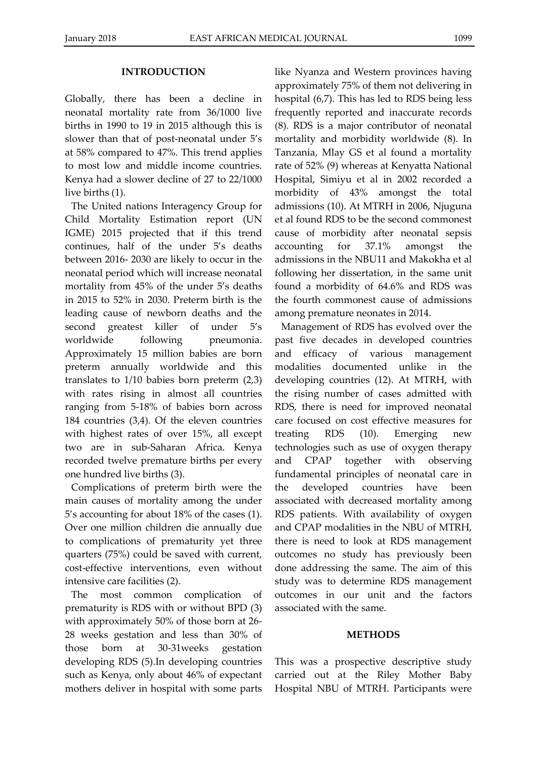## INTRODUCTION

Globally, there has been a decline in neonatal mortality rate from 36/1000 live births in 1990 to 19 in 2015 although this is slower than that of post-neonatal under 5's at 58% compared to 47%. This trend applies to most low and middle income countries. Kenya had a slower decline of 27 to 22/1000 live births (1).

The United nations Interagency Group for Child Mortality Estimation report (UN IGME) 2015 projected that if this trend continues, half of the under 5's deaths between 2016- 2030 are likely to occur in the neonatal period which will increase neonatal mortality from 45% of the under 5's deaths in 2015 to 52% in 2030. Preterm birth is the leading cause of newborn deaths and the second greatest killer of under 5's worldwide following pneumonia. Approximately 15 million babies are born preterm annually worldwide and this translates to 1/10 babies born preterm (2,3) with rates rising in almost all countries ranging from 5-18% of babies born across 184 countries (3,4). Of the eleven countries with highest rates of over 15%, all except two are in sub-Saharan Africa. Kenya recorded twelve premature births per every one hundred live births (3).

Complications of preterm birth were the main causes of mortality among the under 5's accounting for about 18% of the cases (1). Over one million children die annually due to complications of prematurity yet three quarters (75%) could be saved with current, cost-effective interventions, even without intensive care facilities (2).

The most common complication of prematurity is RDS with or without BPD (3) with approximately 50% of those born at 26-28 weeks gestation and less than 30% of those born at 30-31weeks gestation developing RDS (5).In developing countries such as Kenya, only about 46% of expectant mothers deliver in hospital with some parts like Nyanza and Western provinces having approximately 75% of them not delivering in hospital (6,7). This has led to RDS being less frequently reported and inaccurate records (8). RDS is a major contributor of neonatal mortality and morbidity worldwide (8). In Tanzania, Mlay GS et al found a mortality rate of 52% (9) whereas at Kenyatta National Hospital, Simiyu et al in 2002 recorded a morbidity of 43% amongst the total admissions (10). At MTRH in 2006, Njuguna et al found RDS to be the second commonest cause of morbidity after neonatal sepsis accounting for 37.1% amongst the admissions in the NBU11 and Makokha et al following her dissertation, in the same unit found a morbidity of 64.6% and RDS was the fourth commonest cause of admissions among premature neonates in 2014.

Management of RDS has evolved over the past five decades in developed countries and efficacy of various management modalities documented unlike in the developing countries (12). At MTRH, with the rising number of cases admitted with RDS, there is need for improved neonatal care focused on cost effective measures for treating RDS (10). Emerging new technologies such as use of oxygen therapy and CPAP together with observing fundamental principles of neonatal care in the developed countries have been associated with decreased mortality among RDS patients. With availability of oxygen and CPAP modalities in the NBU of MTRH, there is need to look at RDS management outcomes no study has previously been done addressing the same. The aim of this study was to determine RDS management outcomes in our unit and the factors associated with the same.

## METHODS

This was a prospective descriptive study carried out at the Riley Mother Baby Hospital NBU of MTRH. Participants were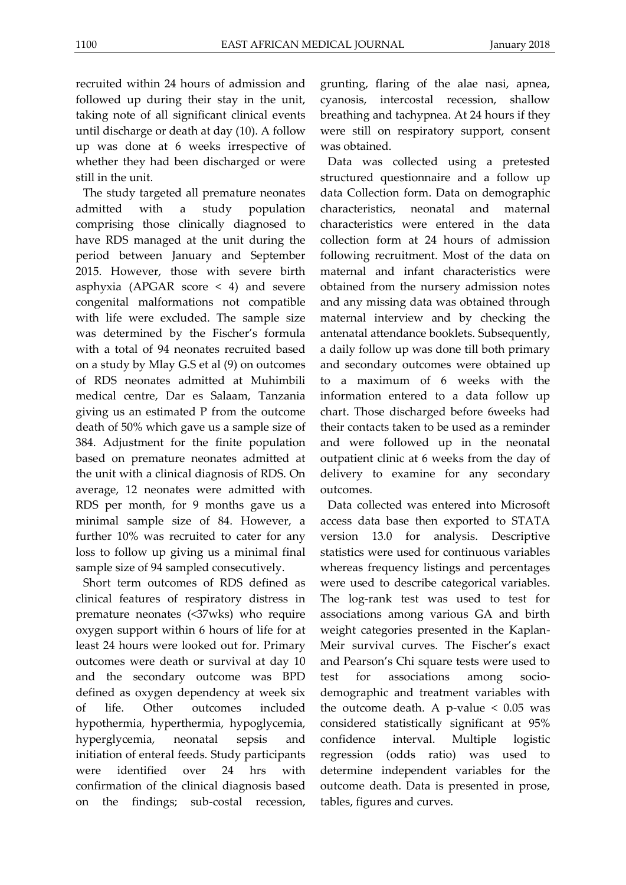recruited within 24 hours of admission and followed up during their stay in the unit, taking note of all significant clinical events until discharge or death at day (10). A follow up was done at 6 weeks irrespective of whether they had been discharged or were still in the unit.

The study targeted all premature neonates admitted with a study population comprising those clinically diagnosed to have RDS managed at the unit during the period between January and September 2015. However, those with severe birth asphyxia (APGAR score < 4) and severe congenital malformations not compatible with life were excluded. The sample size was determined by the Fischer's formula with a total of 94 neonates recruited based on a study by Mlay G.S et al (9) on outcomes of RDS neonates admitted at Muhimbili medical centre, Dar es Salaam, Tanzania giving us an estimated P from the outcome death of 50% which gave us a sample size of 384. Adjustment for the finite population based on premature neonates admitted at the unit with a clinical diagnosis of RDS. On average, 12 neonates were admitted with RDS per month, for 9 months gave us a minimal sample size of 84. However, a further 10% was recruited to cater for any loss to follow up giving us a minimal final sample size of 94 sampled consecutively.

Short term outcomes of RDS defined as clinical features of respiratory distress in premature neonates (<37wks) who require oxygen support within 6 hours of life for at least 24 hours were looked out for. Primary outcomes were death or survival at day 10 and the secondary outcome was BPD defined as oxygen dependency at week six of life. Other outcomes included hypothermia, hyperthermia, hypoglycemia, hyperglycemia, neonatal sepsis and initiation of enteral feeds. Study participants were identified over 24 hrs with confirmation of the clinical diagnosis based on the findings; sub-costal recession, grunting, flaring of the alae nasi, apnea, cyanosis, intercostal recession, shallow breathing and tachypnea. At 24 hours if they were still on respiratory support, consent was obtained.

Data was collected using a pretested structured questionnaire and a follow up data Collection form. Data on demographic characteristics, neonatal and maternal characteristics were entered in the data collection form at 24 hours of admission following recruitment. Most of the data on maternal and infant characteristics were obtained from the nursery admission notes and any missing data was obtained through maternal interview and by checking the antenatal attendance booklets. Subsequently, a daily follow up was done till both primary and secondary outcomes were obtained up to a maximum of 6 weeks with the information entered to a data follow up chart. Those discharged before 6weeks had their contacts taken to be used as a reminder and were followed up in the neonatal outpatient clinic at 6 weeks from the day of delivery to examine for any secondary outcomes.

Data collected was entered into Microsoft access data base then exported to STATA version 13.0 for analysis. Descriptive statistics were used for continuous variables whereas frequency listings and percentages were used to describe categorical variables. The log-rank test was used to test for associations among various GA and birth weight categories presented in the Kaplan-Meir survival curves. The Fischer's exact and Pearson's Chi square tests were used to test for associations among socio-demographic and treatment variables with the outcome death. A p-value $< 0.05$ was considered statistically significant at 95% confidence interval. Multiple logistic regression (odds ratio) was used to determine independent variables for the outcome death. Data is presented in prose, tables, figures and curves.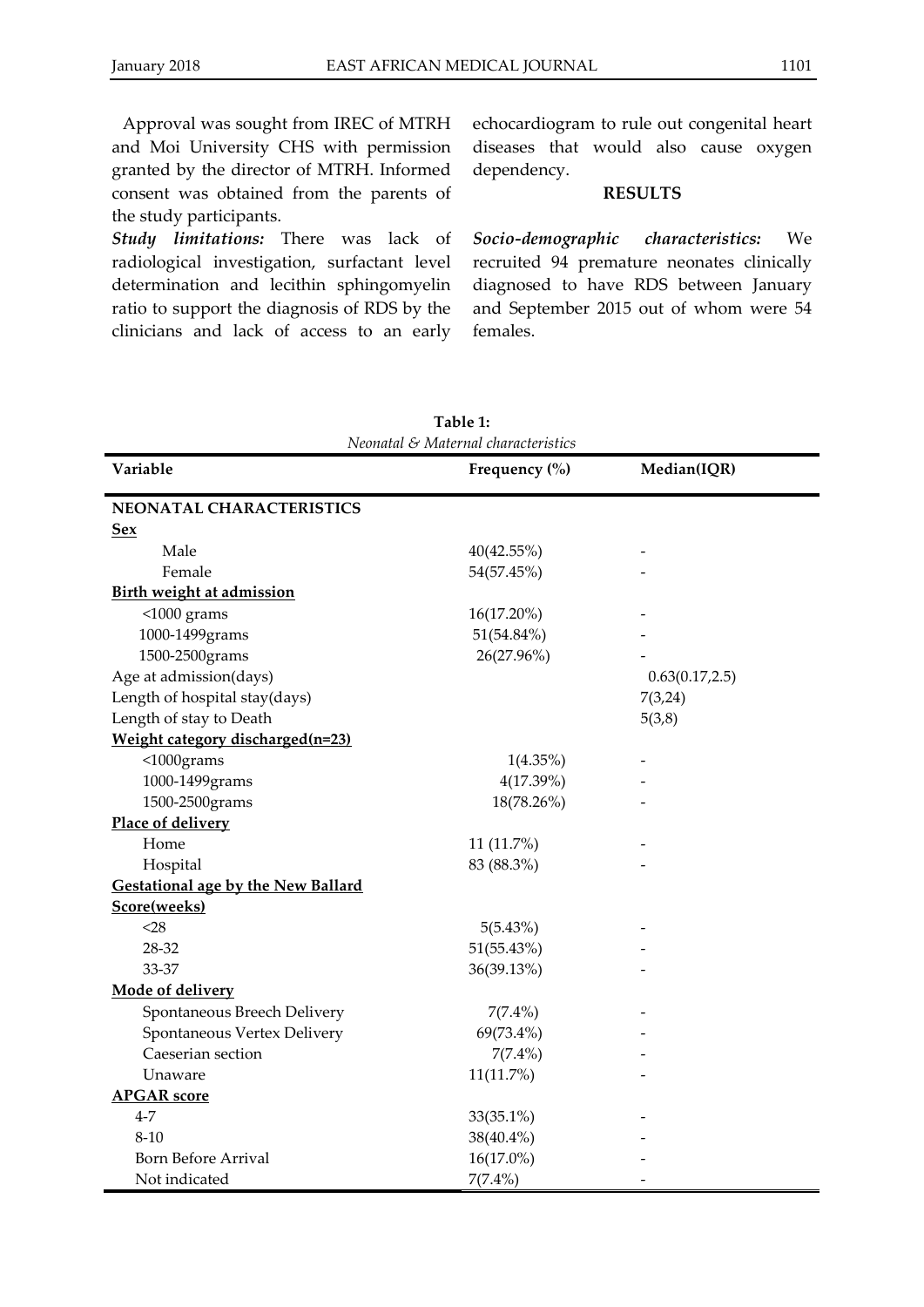Approval was sought from IREC of MTRH and Moi University CHS with permission granted by the director of MTRH. Informed consent was obtained from the parents of the study participants.

***Study limitations:*** There was lack of radiological investigation, surfactant level determination and lecithin sphingomyelin ratio to support the diagnosis of RDS by the clinicians and lack of access to an early echocardiogram to rule out congenital heart diseases that would also cause oxygen dependency.

## RESULTS

***Socio-demographic characteristics:*** We recruited 94 premature neonates clinically diagnosed to have RDS between January and September 2015 out of whom were 54 females.

**Table 1:**
*Neonatal & Maternal characteristics*

| Variable | Frequency (%) | Median(IQR) |
|---|---|---|
| **NEONATAL CHARACTERISTICS** | | |
| **Sex** | | |
| Male | 40(42.55%) | - |
| Female | 54(57.45%) | - |
| **Birth weight at admission** | | |
| <1000 grams | 16(17.20%) | - |
| 1000-1499grams | 51(54.84%) | - |
| 1500-2500grams | 26(27.96%) | - |
| Age at admission(days) | | 0.63(0.17,2.5) |
| Length of hospital stay(days) | | 7(3,24) |
| Length of stay to Death | | 5(3,8) |
| **Weight category discharged(n=23)** | | |
| <1000grams | 1(4.35%) | - |
| 1000-1499grams | 4(17.39%) | - |
| 1500-2500grams | 18(78.26%) | - |
| **Place of delivery** | | |
| Home | 11 (11.7%) | - |
| Hospital | 83 (88.3%) | - |
| **Gestational age by the New Ballard Score(weeks)** | | |
| <28 | 5(5.43%) | - |
| 28-32 | 51(55.43%) | - |
| 33-37 | 36(39.13%) | - |
| **Mode of delivery** | | |
| Spontaneous Breech Delivery | 7(7.4%) | - |
| Spontaneous Vertex Delivery | 69(73.4%) | - |
| Caeserian section | 7(7.4%) | - |
| Unaware | 11(11.7%) | - |
| **APGAR score** | | |
| 4-7 | 33(35.1%) | - |
| 8-10 | 38(40.4%) | - |
| Born Before Arrival | 16(17.0%) | - |
| Not indicated | 7(7.4%) | - |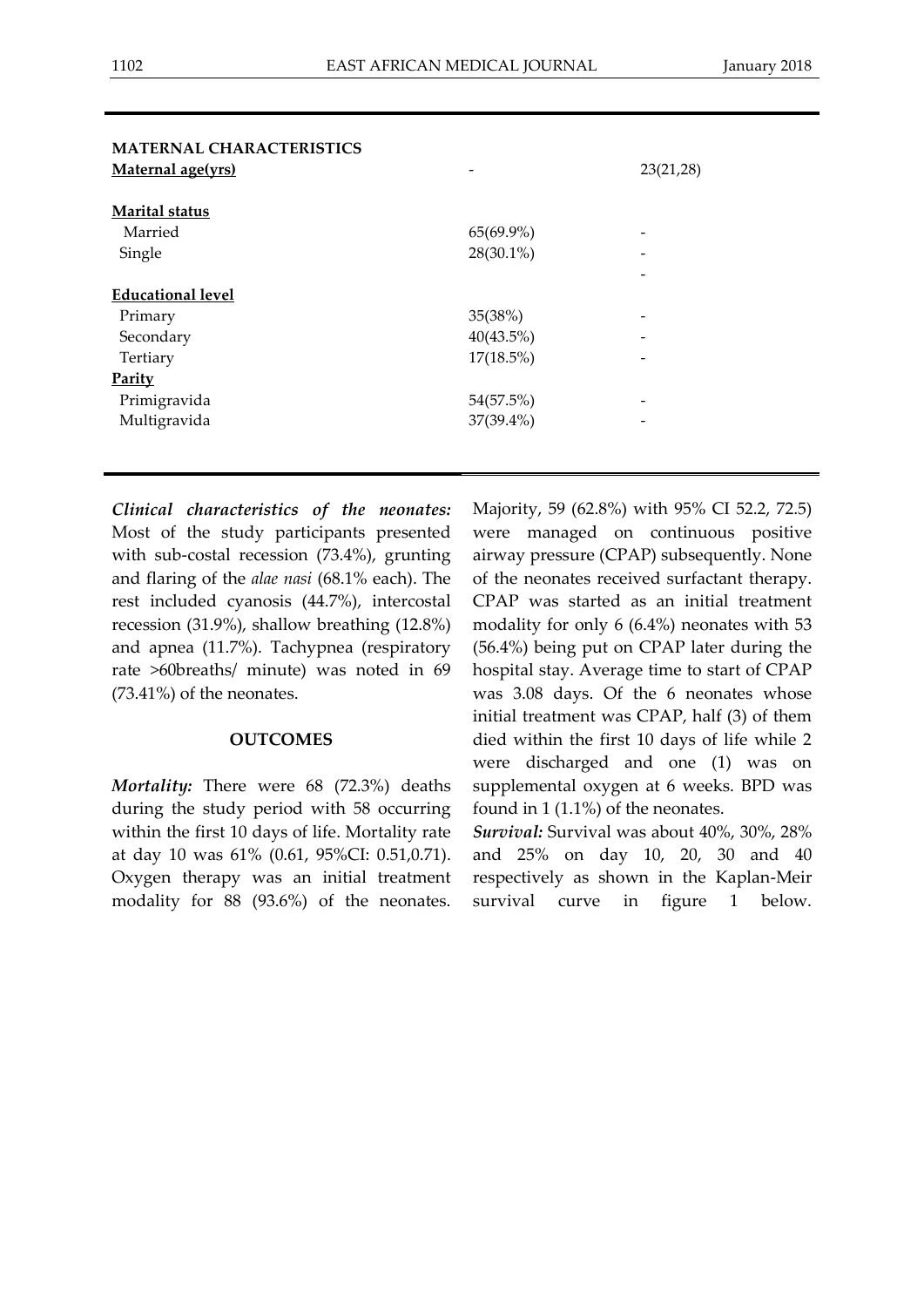| | | |
|---|---|---|
| **MATERNAL CHARACTERISTICS** | | |
| **Maternal age(yrs)** | - | 23(21,28) |
| **Marital status** | | |
| Married | 65(69.9%) | - |
| Single | 28(30.1%) | - |
| | | - |
| **Educational level** | | |
| Primary | 35(38%) | - |
| Secondary | 40(43.5%) | - |
| Tertiary | 17(18.5%) | - |
| **Parity** | | |
| Primigravida | 54(57.5%) | - |
| Multigravida | 37(39.4%) | - |

***Clinical characteristics of the neonates:*** Most of the study participants presented with sub-costal recession (73.4%), grunting and flaring of the *alae nasi* (68.1% each). The rest included cyanosis (44.7%), intercostal recession (31.9%), shallow breathing (12.8%) and apnea (11.7%). Tachypnea (respiratory rate >60breaths/ minute) was noted in 69 (73.41%) of the neonates.

## OUTCOMES

***Mortality:*** There were 68 (72.3%) deaths during the study period with 58 occurring within the first 10 days of life. Mortality rate at day 10 was 61% (0.61, 95%CI: 0.51,0.71). Oxygen therapy was an initial treatment modality for 88 (93.6%) of the neonates. Majority, 59 (62.8%) with 95% CI 52.2, 72.5) were managed on continuous positive airway pressure (CPAP) subsequently. None of the neonates received surfactant therapy. CPAP was started as an initial treatment modality for only 6 (6.4%) neonates with 53 (56.4%) being put on CPAP later during the hospital stay. Average time to start of CPAP was 3.08 days. Of the 6 neonates whose initial treatment was CPAP, half (3) of them died within the first 10 days of life while 2 were discharged and one (1) was on supplemental oxygen at 6 weeks. BPD was found in 1 (1.1%) of the neonates.

***Survival:*** Survival was about 40%, 30%, 28% and 25% on day 10, 20, 30 and 40 respectively as shown in the Kaplan-Meir survival curve in figure 1 below.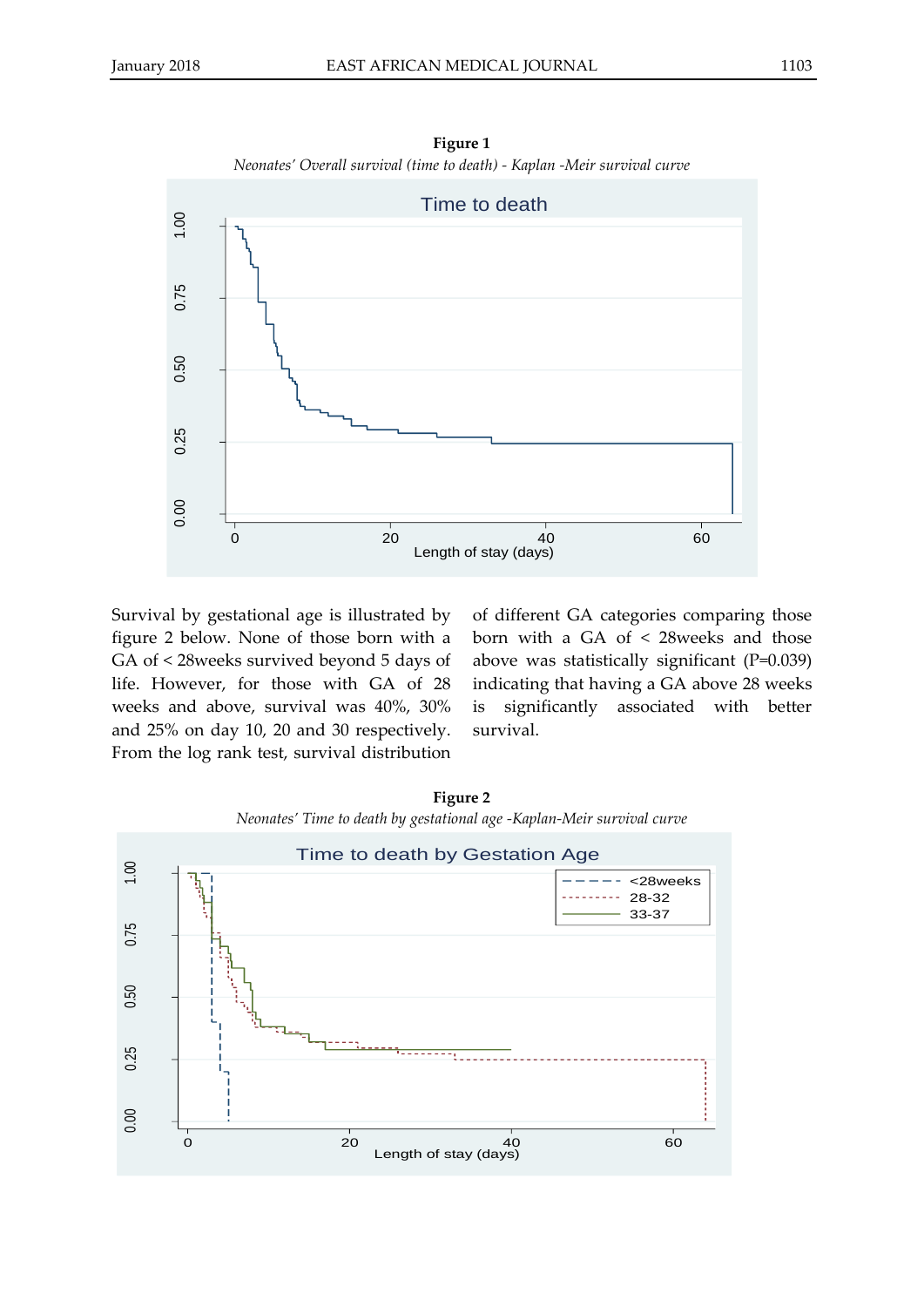**Figure 1**

*Neonates' Overall survival (time to death) - Kaplan -Meir survival curve*

Survival by gestational age is illustrated by figure 2 below. None of those born with a GA of < 28weeks survived beyond 5 days of life. However, for those with GA of 28 weeks and above, survival was 40%, 30% and 25% on day 10, 20 and 30 respectively. From the log rank test, survival distribution of different GA categories comparing those born with a GA of < 28weeks and those above was statistically significant (P=0.039) indicating that having a GA above 28 weeks is significantly associated with better survival.

**Figure 2**

*Neonates' Time to death by gestational age -Kaplan-Meir survival curve*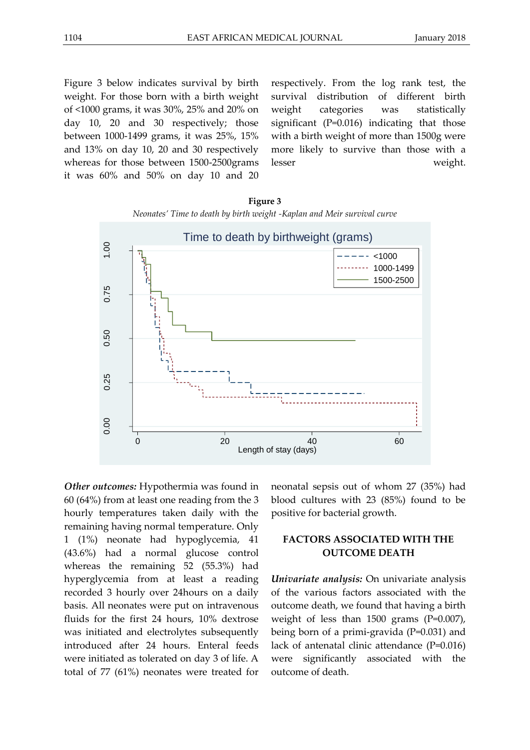Figure 3 below indicates survival by birth weight. For those born with a birth weight of <1000 grams, it was 30%, 25% and 20% on day 10, 20 and 30 respectively; those between 1000-1499 grams, it was 25%, 15% and 13% on day 10, 20 and 30 respectively whereas for those between 1500-2500grams it was 60% and 50% on day 10 and 20 respectively. From the log rank test, the survival distribution of different birth weight categories was statistically significant (P=0.016) indicating that those with a birth weight of more than 1500g were more likely to survive than those with a lesser weight.

**Figure 3**

*Neonates' Time to death by birth weight -Kaplan and Meir survival curve*

*Other outcomes:* Hypothermia was found in 60 (64%) from at least one reading from the 3 hourly temperatures taken daily with the remaining having normal temperature. Only 1 (1%) neonate had hypoglycemia, 41 (43.6%) had a normal glucose control whereas the remaining 52 (55.3%) had hyperglycemia from at least a reading recorded 3 hourly over 24hours on a daily basis. All neonates were put on intravenous fluids for the first 24 hours, 10% dextrose was initiated and electrolytes subsequently introduced after 24 hours. Enteral feeds were initiated as tolerated on day 3 of life. A total of 77 (61%) neonates were treated for neonatal sepsis out of whom 27 (35%) had blood cultures with 23 (85%) found to be positive for bacterial growth.

## FACTORS ASSOCIATED WITH THE OUTCOME DEATH

*Univariate analysis:* On univariate analysis of the various factors associated with the outcome death, we found that having a birth weight of less than 1500 grams (P=0.007), being born of a primi-gravida (P=0.031) and lack of antenatal clinic attendance (P=0.016) were significantly associated with the outcome of death.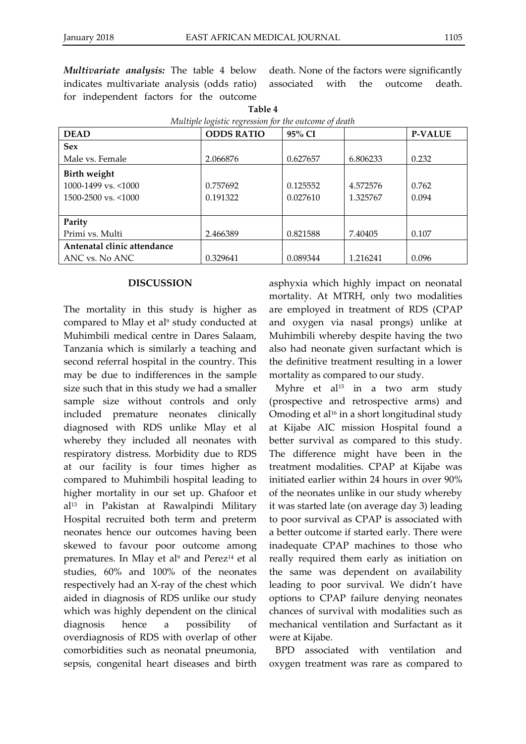***Multivariate analysis:*** The table 4 below indicates multivariate analysis (odds ratio) for independent factors for the outcome death. None of the factors were significantly associated with the outcome death.

**Table 4**

*Multiple logistic regression for the outcome of death*

| DEAD | ODDS RATIO | 95% CI | | P-VALUE |
|---|---|---|---|---|
| **Sex** | | | | |
| Male vs. Female | 2.066876 | 0.627657 | 6.806233 | 0.232 |
| **Birth weight** | | | | |
| 1000-1499 vs. <1000 | 0.757692 | 0.125552 | 4.572576 | 0.762 |
| 1500-2500 vs. <1000 | 0.191322 | 0.027610 | 1.325767 | 0.094 |
| **Parity** | | | | |
| Primi vs. Multi | 2.466389 | 0.821588 | 7.40405 | 0.107 |
| **Antenatal clinic attendance** | | | | |
| ANC vs. No ANC | 0.329641 | 0.089344 | 1.216241 | 0.096 |

## DISCUSSION

The mortality in this study is higher as compared to Mlay et al[9] study conducted at Muhimbili medical centre in Dares Salaam, Tanzania which is similarly a teaching and second referral hospital in the country. This may be due to indifferences in the sample size such that in this study we had a smaller sample size without controls and only included premature neonates clinically diagnosed with RDS unlike Mlay et al whereby they included all neonates with respiratory distress. Morbidity due to RDS at our facility is four times higher as compared to Muhimbili hospital leading to higher mortality in our set up. Ghafoor et al[13] in Pakistan at Rawalpindi Military Hospital recruited both term and preterm neonates hence our outcomes having been skewed to favour poor outcome among prematures. In Mlay et al[9] and Perez[14] et al studies, 60% and 100% of the neonates respectively had an X-ray of the chest which aided in diagnosis of RDS unlike our study which was highly dependent on the clinical diagnosis hence a possibility of overdiagnosis of RDS with overlap of other comorbidities such as neonatal pneumonia, sepsis, congenital heart diseases and birth asphyxia which highly impact on neonatal mortality. At MTRH, only two modalities are employed in treatment of RDS (CPAP and oxygen via nasal prongs) unlike at Muhimbili whereby despite having the two also had neonate given surfactant which is the definitive treatment resulting in a lower mortality as compared to our study.

Myhre et al[15] in a two arm study (prospective and retrospective arms) and Omoding et al[16] in a short longitudinal study at Kijabe AIC mission Hospital found a better survival as compared to this study. The difference might have been in the treatment modalities. CPAP at Kijabe was initiated earlier within 24 hours in over 90% of the neonates unlike in our study whereby it was started late (on average day 3) leading to poor survival as CPAP is associated with a better outcome if started early. There were inadequate CPAP machines to those who really required them early as initiation on the same was dependent on availability leading to poor survival. We didn't have options to CPAP failure denying neonates chances of survival with modalities such as mechanical ventilation and Surfactant as it were at Kijabe.

BPD associated with ventilation and oxygen treatment was rare as compared to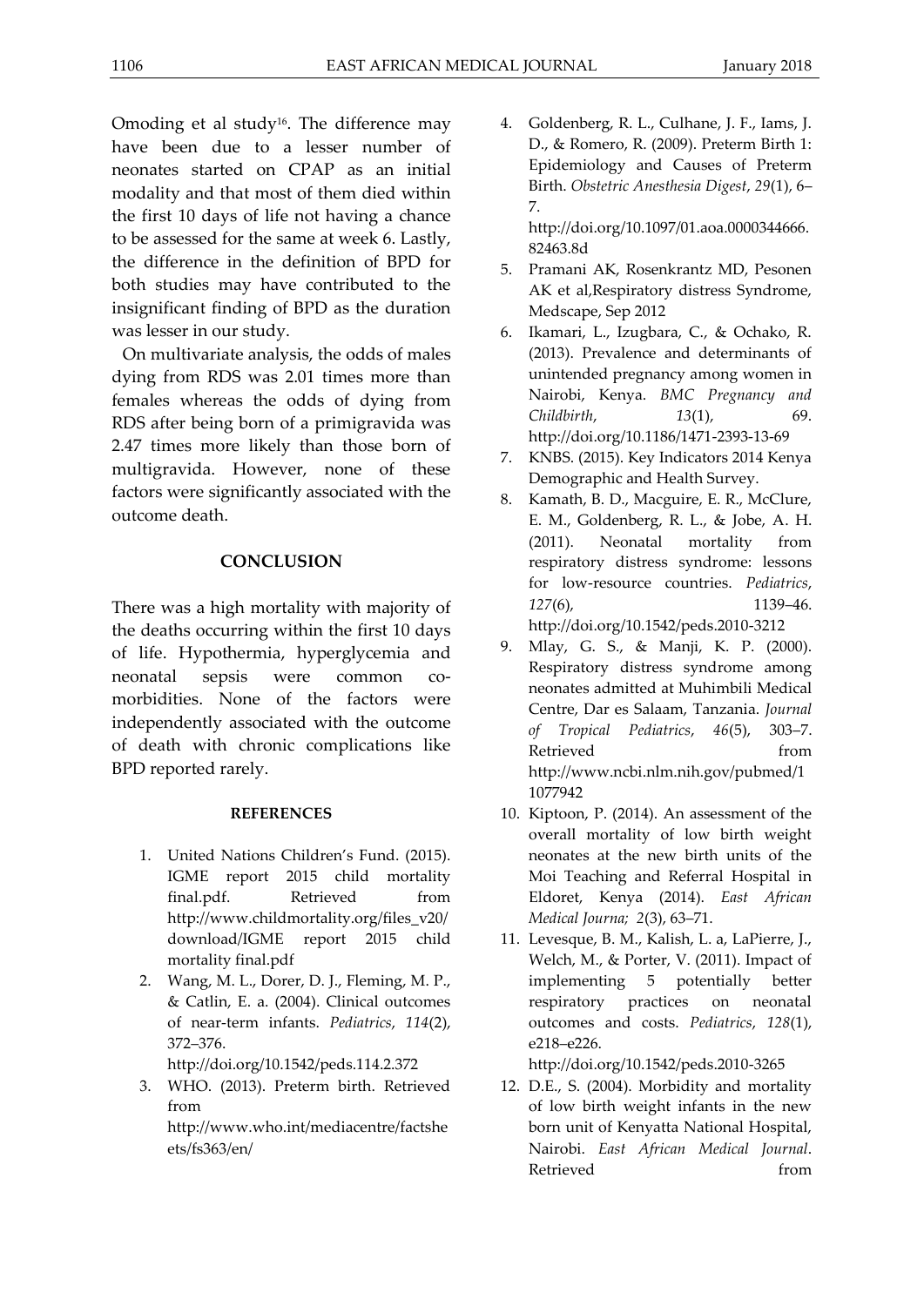Omoding et al study[16]. The difference may have been due to a lesser number of neonates started on CPAP as an initial modality and that most of them died within the first 10 days of life not having a chance to be assessed for the same at week 6. Lastly, the difference in the definition of BPD for both studies may have contributed to the insignificant finding of BPD as the duration was lesser in our study.

On multivariate analysis, the odds of males dying from RDS was 2.01 times more than females whereas the odds of dying from RDS after being born of a primigravida was 2.47 times more likely than those born of multigravida. However, none of these factors were significantly associated with the outcome death.

## CONCLUSION

There was a high mortality with majority of the deaths occurring within the first 10 days of life. Hypothermia, hyperglycemia and neonatal sepsis were common co-morbidities. None of the factors were independently associated with the outcome of death with chronic complications like BPD reported rarely.

### REFERENCES

1. United Nations Children's Fund. (2015). IGME report 2015 child mortality final.pdf. Retrieved from http://www.childmortality.org/files_v20/download/IGME report 2015 child mortality final.pdf
2. Wang, M. L., Dorer, D. J., Fleming, M. P., & Catlin, E. a. (2004). Clinical outcomes of near-term infants. *Pediatrics*, *114*(2), 372–376. http://doi.org/10.1542/peds.114.2.372
3. WHO. (2013). Preterm birth. Retrieved from http://www.who.int/mediacentre/factsheets/fs363/en/
4. Goldenberg, R. L., Culhane, J. F., Iams, J. D., & Romero, R. (2009). Preterm Birth 1: Epidemiology and Causes of Preterm Birth. *Obstetric Anesthesia Digest*, *29*(1), 6–7. http://doi.org/10.1097/01.aoa.0000344666.82463.8d
5. Pramani AK, Rosenkrantz MD, Pesonen AK et al,Respiratory distress Syndrome, Medscape, Sep 2012
6. Ikamari, L., Izugbara, C., & Ochako, R. (2013). Prevalence and determinants of unintended pregnancy among women in Nairobi, Kenya. *BMC Pregnancy and Childbirth*, *13*(1), 69. http://doi.org/10.1186/1471-2393-13-69
7. KNBS. (2015). Key Indicators 2014 Kenya Demographic and Health Survey.
8. Kamath, B. D., Macguire, E. R., McClure, E. M., Goldenberg, R. L., & Jobe, A. H. (2011). Neonatal mortality from respiratory distress syndrome: lessons for low-resource countries. *Pediatrics*, *127*(6), 1139–46. http://doi.org/10.1542/peds.2010-3212
9. Mlay, G. S., & Manji, K. P. (2000). Respiratory distress syndrome among neonates admitted at Muhimbili Medical Centre, Dar es Salaam, Tanzania. *Journal of Tropical Pediatrics*, *46*(5), 303–7. Retrieved from http://www.ncbi.nlm.nih.gov/pubmed/11077942
10. Kiptoon, P. (2014). An assessment of the overall mortality of low birth weight neonates at the new birth units of the Moi Teaching and Referral Hospital in Eldoret, Kenya (2014). *East African Medical Journa; 2*(3), 63–71.
11. Levesque, B. M., Kalish, L. a, LaPierre, J., Welch, M., & Porter, V. (2011). Impact of implementing 5 potentially better respiratory practices on neonatal outcomes and costs. *Pediatrics*, *128*(1), e218–e226. http://doi.org/10.1542/peds.2010-3265
12. D.E., S. (2004). Morbidity and mortality of low birth weight infants in the new born unit of Kenyatta National Hospital, Nairobi. *East African Medical Journal*. Retrieved from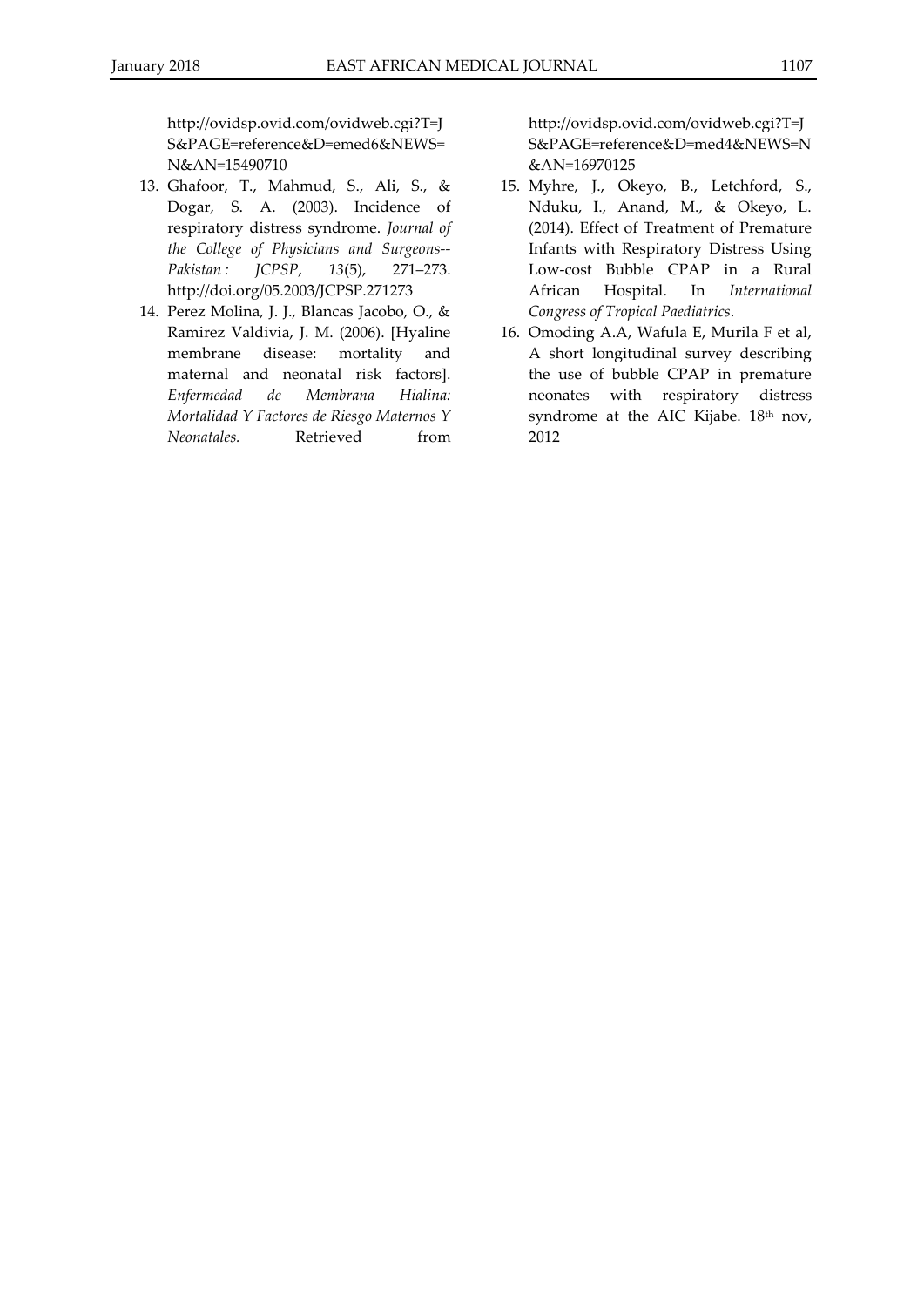http://ovidsp.ovid.com/ovidweb.cgi?T=JS&PAGE=reference&D=emed6&NEWS=N&AN=15490710

13. Ghafoor, T., Mahmud, S., Ali, S., & Dogar, S. A. (2003). Incidence of respiratory distress syndrome. *Journal of the College of Physicians and Surgeons--Pakistan : JCPSP*, *13*(5), 271–273. http://doi.org/05.2003/JCPSP.271273
14. Perez Molina, J. J., Blancas Jacobo, O., & Ramirez Valdivia, J. M. (2006). [Hyaline membrane disease: mortality and maternal and neonatal risk factors]. *Enfermedad de Membrana Hialina: Mortalidad Y Factores de Riesgo Maternos Y Neonatales.* Retrieved from http://ovidsp.ovid.com/ovidweb.cgi?T=JS&PAGE=reference&D=med4&NEWS=N&AN=16970125
15. Myhre, J., Okeyo, B., Letchford, S., Nduku, I., Anand, M., & Okeyo, L. (2014). Effect of Treatment of Premature Infants with Respiratory Distress Using Low-cost Bubble CPAP in a Rural African Hospital. In *International Congress of Tropical Paediatrics*.
16. Omoding A.A, Wafula E, Murila F et al, A short longitudinal survey describing the use of bubble CPAP in premature neonates with respiratory distress syndrome at the AIC Kijabe. 18th nov, 2012